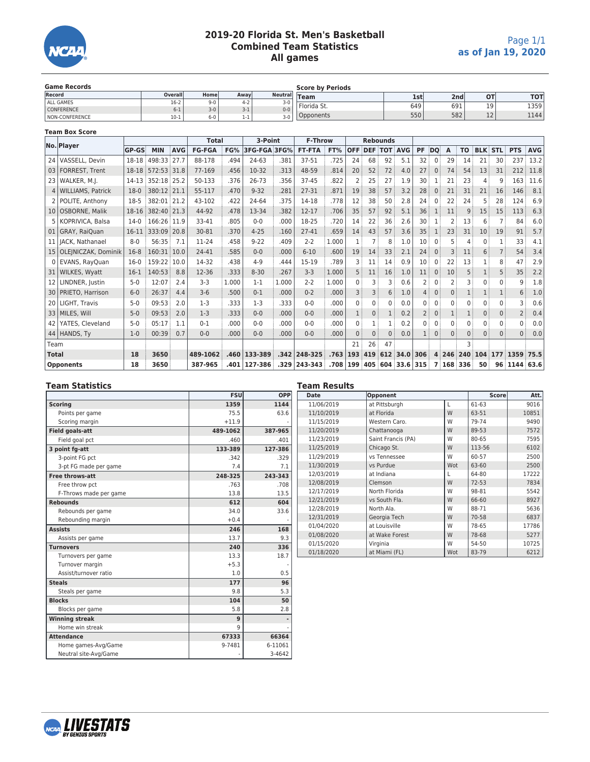# 2019-20 Florida St. Men's Basketball
## Combined Team Statistics
## All games

as of Jan 19, 2020

### Game Records

| Record | Overall | Home | Away | Neutral |
|---|---|---|---|---|
| ALL GAMES | 16-2 | 9-0 | 4-2 | 3-0 |
| CONFERENCE | 6-1 | 3-0 | 3-1 | 0-0 |
| NON-CONFERENCE | 10-1 | 6-0 | 1-1 | 3-0 |

### Score by Periods

| Team | 1st | 2nd | OT | TOT |
|---|---|---|---|---|
| Florida St. | 649 | 691 | 19 | 1359 |
| Opponents | 550 | 582 | 12 | 1144 |

### Team Box Score

| No. | Player | GP-GS | MIN | AVG | Total FG-FGA | FG% | 3-Point 3FG-FGA | 3FG% | F-Throw FT-FTA | FT% | Rebounds OFF | DEF | TOT | AVG | PF | DQ | A | TO | BLK | STL | PTS | AVG |
|---|---|---|---|---|---|---|---|---|---|---|---|---|---|---|---|---|---|---|---|---|---|---|
| 24 | VASSELL, Devin | 18-18 | 498:33 | 27.7 | 88-178 | .494 | 24-63 | .381 | 37-51 | .725 | 24 | 68 | 92 | 5.1 | 32 | 0 | 29 | 14 | 21 | 30 | 237 | 13.2 |
| 03 | FORREST, Trent | 18-18 | 572:53 | 31.8 | 77-169 | .456 | 10-32 | .313 | 48-59 | .814 | 20 | 52 | 72 | 4.0 | 27 | 0 | 74 | 54 | 13 | 31 | 212 | 11.8 |
| 23 | WALKER, M.J. | 14-13 | 352:18 | 25.2 | 50-133 | .376 | 26-73 | .356 | 37-45 | .822 | 2 | 25 | 27 | 1.9 | 30 | 1 | 21 | 23 | 4 | 9 | 163 | 11.6 |
| 4 | WILLIAMS, Patrick | 18-0 | 380:12 | 21.1 | 55-117 | .470 | 9-32 | .281 | 27-31 | .871 | 19 | 38 | 57 | 3.2 | 28 | 0 | 21 | 31 | 21 | 16 | 146 | 8.1 |
| 2 | POLITE, Anthony | 18-5 | 382:01 | 21.2 | 43-102 | .422 | 24-64 | .375 | 14-18 | .778 | 12 | 38 | 50 | 2.8 | 24 | 0 | 22 | 24 | 5 | 28 | 124 | 6.9 |
| 10 | OSBORNE, Malik | 18-16 | 382:40 | 21.3 | 44-92 | .478 | 13-34 | .382 | 12-17 | .706 | 35 | 57 | 92 | 5.1 | 36 | 1 | 11 | 9 | 15 | 15 | 113 | 6.3 |
| 5 | KOPRIVICA, Balsa | 14-0 | 166:26 | 11.9 | 33-41 | .805 | 0-0 | .000 | 18-25 | .720 | 14 | 22 | 36 | 2.6 | 30 | 1 | 2 | 13 | 6 | 7 | 84 | 6.0 |
| 01 | GRAY, RaiQuan | 16-11 | 333:09 | 20.8 | 30-81 | .370 | 4-25 | .160 | 27-41 | .659 | 14 | 43 | 57 | 3.6 | 35 | 1 | 23 | 31 | 10 | 19 | 91 | 5.7 |
| 11 | JACK, Nathanael | 8-0 | 56:35 | 7.1 | 11-24 | .458 | 9-22 | .409 | 2-2 | 1.000 | 1 | 7 | 8 | 1.0 | 10 | 0 | 5 | 4 | 0 | 1 | 33 | 4.1 |
| 15 | OLEJNICZAK, Dominik | 16-8 | 160:31 | 10.0 | 24-41 | .585 | 0-0 | .000 | 6-10 | .600 | 19 | 14 | 33 | 2.1 | 24 | 0 | 3 | 11 | 6 | 7 | 54 | 3.4 |
| 0 | EVANS, RayQuan | 16-0 | 159:22 | 10.0 | 14-32 | .438 | 4-9 | .444 | 15-19 | .789 | 3 | 11 | 14 | 0.9 | 10 | 0 | 22 | 13 | 1 | 8 | 47 | 2.9 |
| 31 | WILKES, Wyatt | 16-1 | 140:53 | 8.8 | 12-36 | .333 | 8-30 | .267 | 3-3 | 1.000 | 5 | 11 | 16 | 1.0 | 11 | 0 | 10 | 5 | 1 | 5 | 35 | 2.2 |
| 12 | LINDNER, Justin | 5-0 | 12:07 | 2.4 | 3-3 | 1.000 | 1-1 | 1.000 | 2-2 | 1.000 | 0 | 3 | 3 | 0.6 | 2 | 0 | 2 | 3 | 0 | 0 | 9 | 1.8 |
| 30 | PRIETO, Harrison | 6-0 | 26:37 | 4.4 | 3-6 | .500 | 0-1 | .000 | 0-2 | .000 | 3 | 3 | 6 | 1.0 | 4 | 0 | 0 | 1 | 1 | 1 | 6 | 1.0 |
| 20 | LIGHT, Travis | 5-0 | 09:53 | 2.0 | 1-3 | .333 | 1-3 | .333 | 0-0 | .000 | 0 | 0 | 0 | 0.0 | 0 | 0 | 0 | 0 | 0 | 0 | 3 | 0.6 |
| 33 | MILES, Will | 5-0 | 09:53 | 2.0 | 1-3 | .333 | 0-0 | .000 | 0-0 | .000 | 1 | 0 | 1 | 0.2 | 2 | 0 | 1 | 1 | 0 | 0 | 2 | 0.4 |
| 42 | YATES, Cleveland | 5-0 | 05:17 | 1.1 | 0-1 | .000 | 0-0 | .000 | 0-0 | .000 | 0 | 1 | 1 | 0.2 | 0 | 0 | 0 | 0 | 0 | 0 | 0 | 0.0 |
| 44 | HANDS, Ty | 1-0 | 00:39 | 0.7 | 0-0 | .000 | 0-0 | .000 | 0-0 | .000 | 0 | 0 | 0 | 0.0 | 1 | 0 | 0 | 0 | 0 | 0 | 0 | 0.0 |
| Team | | | | | | | | | | | 21 | 26 | 47 | | | | | 3 | | | | |
| **Total** | | **18** | **3650** | | **489-1062** | **.460** | **133-389** | **.342** | **248-325** | **.763** | **193** | **419** | **612** | **34.0** | **306** | **4** | **246** | **240** | **104** | **177** | **1359** | **75.5** |
| **Opponents** | | **18** | **3650** | | **387-965** | **.401** | **127-386** | **.329** | **243-343** | **.708** | **199** | **405** | **604** | **33.6** | **315** | **7** | **168** | **336** | **50** | **96** | **1144** | **63.6** |

### Team Statistics

| | FSU | OPP |
|---|---|---|
| **Scoring** | **1359** | **1144** |
| Points per game | 75.5 | 63.6 |
| Scoring margin | +11.9 | - |
| **Field goals-att** | **489-1062** | **387-965** |
| Field goal pct | .460 | .401 |
| **3 point fg-att** | **133-389** | **127-386** |
| 3-point FG pct | .342 | .329 |
| 3-pt FG made per game | 7.4 | 7.1 |
| **Free throws-att** | **248-325** | **243-343** |
| Free throw pct | .763 | .708 |
| F-Throws made per game | 13.8 | 13.5 |
| **Rebounds** | **612** | **604** |
| Rebounds per game | 34.0 | 33.6 |
| Rebounding margin | +0.4 | - |
| **Assists** | **246** | **168** |
| Assists per game | 13.7 | 9.3 |
| **Turnovers** | **240** | **336** |
| Turnovers per game | 13.3 | 18.7 |
| Turnover margin | +5.3 | - |
| Assist/turnover ratio | 1.0 | 0.5 |
| **Steals** | **177** | **96** |
| Steals per game | 9.8 | 5.3 |
| **Blocks** | **104** | **50** |
| Blocks per game | 5.8 | 2.8 |
| **Winning streak** | **9** | **-** |
| Home win streak | 9 | - |
| **Attendance** | **67333** | **66364** |
| Home games-Avg/Game | 9-7481 | 6-11061 |
| Neutral site-Avg/Game | - | 3-4642 |

### Team Results

| Date | Opponent | | Score | Att. |
|---|---|---|---|---|
| 11/06/2019 | at Pittsburgh | L | 61-63 | 9016 |
| 11/10/2019 | at Florida | W | 63-51 | 10851 |
| 11/15/2019 | Western Caro. | W | 79-74 | 9490 |
| 11/20/2019 | Chattanooga | W | 89-53 | 7572 |
| 11/23/2019 | Saint Francis (PA) | W | 80-65 | 7595 |
| 11/25/2019 | Chicago St. | W | 113-56 | 6102 |
| 11/29/2019 | vs Tennessee | W | 60-57 | 2500 |
| 11/30/2019 | vs Purdue | Wot | 63-60 | 2500 |
| 12/03/2019 | at Indiana | L | 64-80 | 17222 |
| 12/08/2019 | Clemson | W | 72-53 | 7834 |
| 12/17/2019 | North Florida | W | 98-81 | 5542 |
| 12/21/2019 | vs South Fla. | W | 66-60 | 8927 |
| 12/28/2019 | North Ala. | W | 88-71 | 5636 |
| 12/31/2019 | Georgia Tech | W | 70-58 | 6837 |
| 01/04/2020 | at Louisville | W | 78-65 | 17786 |
| 01/08/2020 | at Wake Forest | W | 78-68 | 5277 |
| 01/15/2020 | Virginia | W | 54-50 | 10725 |
| 01/18/2020 | at Miami (FL) | Wot | 83-79 | 6212 |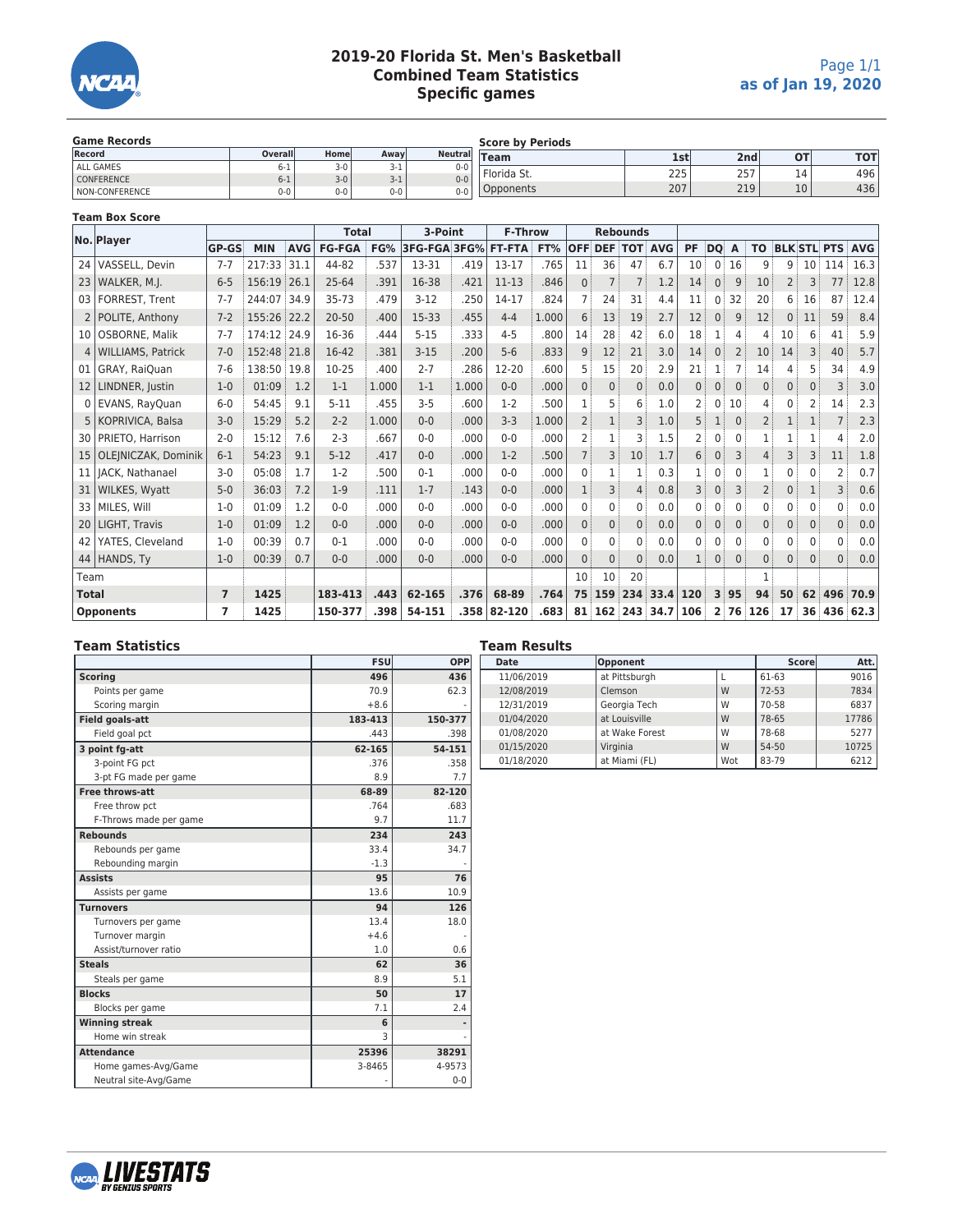# 2019-20 Florida St. Men's Basketball
## Combined Team Statistics
## Specific games

as of Jan 19, 2020

**Game Records**

| Record | Overall | Home | Away | Neutral |
|---|---|---|---|---|
| ALL GAMES | 6-1 | 3-0 | 3-1 | 0-0 |
| CONFERENCE | 6-1 | 3-0 | 3-1 | 0-0 |
| NON-CONFERENCE | 0-0 | 0-0 | 0-0 | 0-0 |

**Score by Periods**

| Team | 1st | 2nd | OT | TOT |
|---|---|---|---|---|
| Florida St. | 225 | 257 | 14 | 496 |
| Opponents | 207 | 219 | 10 | 436 |

**Team Box Score**

| No. | Player | GP-GS | MIN | AVG | Total FG-FGA | FG% | 3-Point 3FG-FGA | 3FG% | F-Throw FT-FTA | FT% | Rebounds OFF | DEF | TOT | AVG | PF | DQ | A | TO | BLK | STL | PTS | AVG |
|---|---|---|---|---|---|---|---|---|---|---|---|---|---|---|---|---|---|---|---|---|---|---|
| 24 | VASSELL, Devin | 7-7 | 217:33 | 31.1 | 44-82 | .537 | 13-31 | .419 | 13-17 | .765 | 11 | 36 | 47 | 6.7 | 10 | 0 | 16 | 9 | 9 | 10 | 114 | 16.3 |
| 23 | WALKER, M.J. | 6-5 | 156:19 | 26.1 | 25-64 | .391 | 16-38 | .421 | 11-13 | .846 | 0 | 7 | 7 | 1.2 | 14 | 0 | 9 | 10 | 2 | 3 | 77 | 12.8 |
| 03 | FORREST, Trent | 7-7 | 244:07 | 34.9 | 35-73 | .479 | 3-12 | .250 | 14-17 | .824 | 7 | 24 | 31 | 4.4 | 11 | 0 | 32 | 20 | 6 | 16 | 87 | 12.4 |
| 2 | POLITE, Anthony | 7-2 | 155:26 | 22.2 | 20-50 | .400 | 15-33 | .455 | 4-4 | 1.000 | 6 | 13 | 19 | 2.7 | 12 | 0 | 9 | 12 | 0 | 11 | 59 | 8.4 |
| 10 | OSBORNE, Malik | 7-7 | 174:12 | 24.9 | 16-36 | .444 | 5-15 | .333 | 4-5 | .800 | 14 | 28 | 42 | 6.0 | 18 | 1 | 4 | 4 | 10 | 6 | 41 | 5.9 |
| 4 | WILLIAMS, Patrick | 7-0 | 152:48 | 21.8 | 16-42 | .381 | 3-15 | .200 | 5-6 | .833 | 9 | 12 | 21 | 3.0 | 14 | 0 | 2 | 10 | 14 | 3 | 40 | 5.7 |
| 01 | GRAY, RaiQuan | 7-6 | 138:50 | 19.8 | 10-25 | .400 | 2-7 | .286 | 12-20 | .600 | 5 | 15 | 20 | 2.9 | 21 | 1 | 7 | 14 | 4 | 5 | 34 | 4.9 |
| 12 | LINDNER, Justin | 1-0 | 01:09 | 1.2 | 1-1 | 1.000 | 1-1 | 1.000 | 0-0 | .000 | 0 | 0 | 0 | 0.0 | 0 | 0 | 0 | 0 | 0 | 0 | 3 | 3.0 |
| 0 | EVANS, RayQuan | 6-0 | 54:45 | 9.1 | 5-11 | .455 | 3-5 | .600 | 1-2 | .500 | 1 | 5 | 6 | 1.0 | 2 | 0 | 10 | 4 | 0 | 2 | 14 | 2.3 |
| 5 | KOPRIVICA, Balsa | 3-0 | 15:29 | 5.2 | 2-2 | 1.000 | 0-0 | .000 | 3-3 | 1.000 | 2 | 1 | 3 | 1.0 | 5 | 1 | 0 | 2 | 1 | 1 | 7 | 2.3 |
| 30 | PRIETO, Harrison | 2-0 | 15:12 | 7.6 | 2-3 | .667 | 0-0 | .000 | 0-0 | .000 | 2 | 1 | 3 | 1.5 | 2 | 0 | 0 | 1 | 1 | 1 | 4 | 2.0 |
| 15 | OLEJNICZAK, Dominik | 6-1 | 54:23 | 9.1 | 5-12 | .417 | 0-0 | .000 | 1-2 | .500 | 7 | 3 | 10 | 1.7 | 6 | 0 | 3 | 4 | 3 | 3 | 11 | 1.8 |
| 11 | JACK, Nathanael | 3-0 | 05:08 | 1.7 | 1-2 | .500 | 0-1 | .000 | 0-0 | .000 | 0 | 1 | 1 | 0.3 | 1 | 0 | 0 | 1 | 0 | 0 | 2 | 0.7 |
| 31 | WILKES, Wyatt | 5-0 | 36:03 | 7.2 | 1-9 | .111 | 1-7 | .143 | 0-0 | .000 | 1 | 3 | 4 | 0.8 | 3 | 0 | 3 | 2 | 0 | 1 | 3 | 0.6 |
| 33 | MILES, Will | 1-0 | 01:09 | 1.2 | 0-0 | .000 | 0-0 | .000 | 0-0 | .000 | 0 | 0 | 0 | 0.0 | 0 | 0 | 0 | 0 | 0 | 0 | 0 | 0.0 |
| 20 | LIGHT, Travis | 1-0 | 01:09 | 1.2 | 0-0 | .000 | 0-0 | .000 | 0-0 | .000 | 0 | 0 | 0 | 0.0 | 0 | 0 | 0 | 0 | 0 | 0 | 0 | 0.0 |
| 42 | YATES, Cleveland | 1-0 | 00:39 | 0.7 | 0-1 | .000 | 0-0 | .000 | 0-0 | .000 | 0 | 0 | 0 | 0.0 | 0 | 0 | 0 | 0 | 0 | 0 | 0 | 0.0 |
| 44 | HANDS, Ty | 1-0 | 00:39 | 0.7 | 0-0 | .000 | 0-0 | .000 | 0-0 | .000 | 0 | 0 | 0 | 0.0 | 1 | 0 | 0 | 0 | 0 | 0 | 0 | 0.0 |
| Team | | | | | | | | | | | 10 | 10 | 20 | | | | | 1 | | | | |
| **Total** | | **7** | **1425** | | **183-413** | **.443** | **62-165** | **.376** | **68-89** | **.764** | **75** | **159** | **234** | **33.4** | **120** | **3** | **95** | **94** | **50** | **62** | **496** | **70.9** |
| **Opponents** | | **7** | **1425** | | **150-377** | **.398** | **54-151** | **.358** | **82-120** | **.683** | **81** | **162** | **243** | **34.7** | **106** | **2** | **76** | **126** | **17** | **36** | **436** | **62.3** |

**Team Statistics**

| | FSU | OPP |
|---|---|---|
| **Scoring** | **496** | **436** |
| Points per game | 70.9 | 62.3 |
| Scoring margin | +8.6 | - |
| **Field goals-att** | **183-413** | **150-377** |
| Field goal pct | .443 | .398 |
| **3 point fg-att** | **62-165** | **54-151** |
| 3-point FG pct | .376 | .358 |
| 3-pt FG made per game | 8.9 | 7.7 |
| **Free throws-att** | **68-89** | **82-120** |
| Free throw pct | .764 | .683 |
| F-Throws made per game | 9.7 | 11.7 |
| **Rebounds** | **234** | **243** |
| Rebounds per game | 33.4 | 34.7 |
| Rebounding margin | -1.3 | - |
| **Assists** | **95** | **76** |
| Assists per game | 13.6 | 10.9 |
| **Turnovers** | **94** | **126** |
| Turnovers per game | 13.4 | 18.0 |
| Turnover margin | +4.6 | - |
| Assist/turnover ratio | 1.0 | 0.6 |
| **Steals** | **62** | **36** |
| Steals per game | 8.9 | 5.1 |
| **Blocks** | **50** | **17** |
| Blocks per game | 7.1 | 2.4 |
| **Winning streak** | **6** | **-** |
| Home win streak | 3 | - |
| **Attendance** | **25396** | **38291** |
| Home games-Avg/Game | 3-8465 | 4-9573 |
| Neutral site-Avg/Game | - | 0-0 |

**Team Results**

| Date | Opponent | | Score | Att. |
|---|---|---|---|---|
| 11/06/2019 | at Pittsburgh | L | 61-63 | 9016 |
| 12/08/2019 | Clemson | W | 72-53 | 7834 |
| 12/31/2019 | Georgia Tech | W | 70-58 | 6837 |
| 01/04/2020 | at Louisville | W | 78-65 | 17786 |
| 01/08/2020 | at Wake Forest | W | 78-68 | 5277 |
| 01/15/2020 | Virginia | W | 54-50 | 10725 |
| 01/18/2020 | at Miami (FL) | Wot | 83-79 | 6212 |